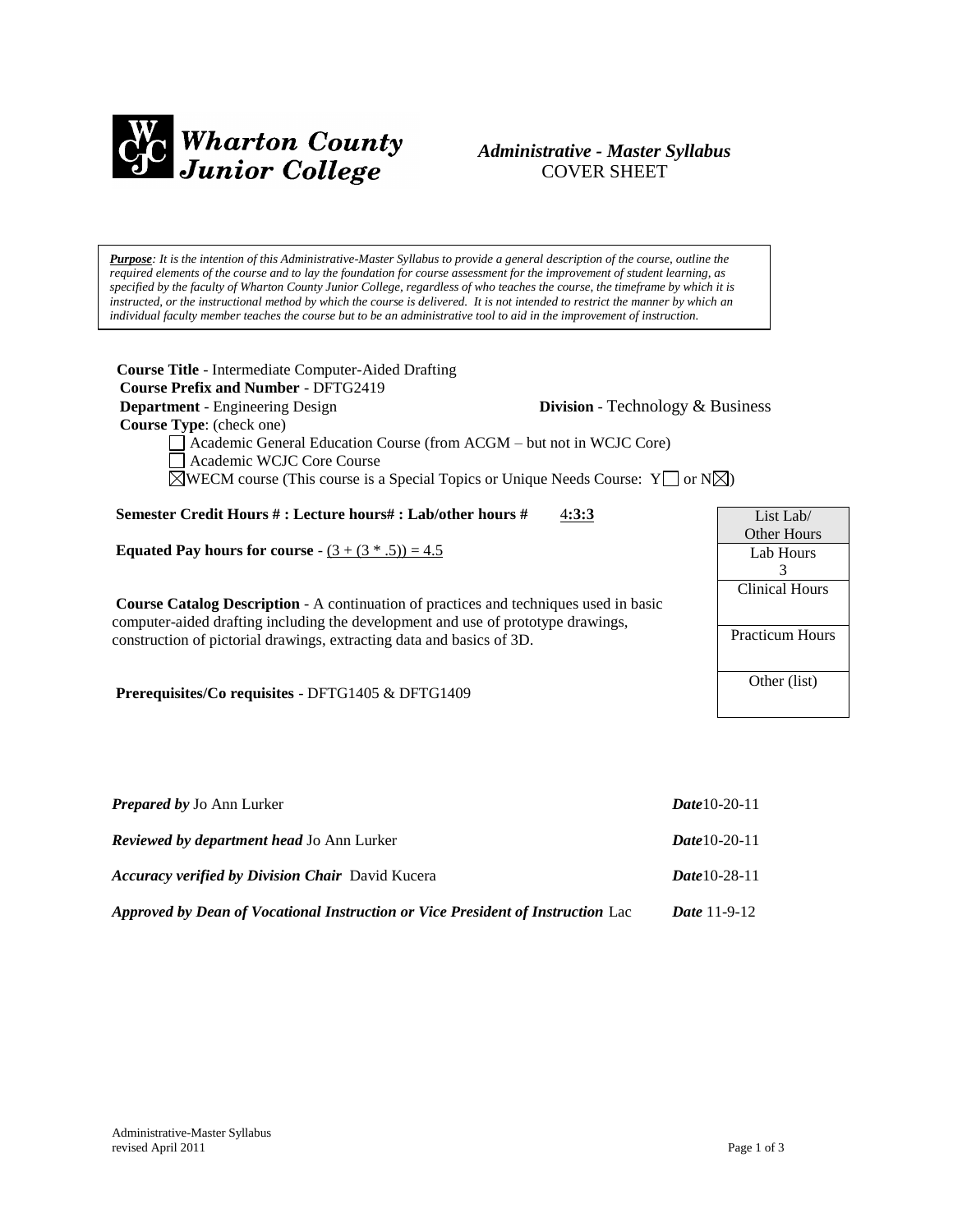**Wharton County Junior College**

# *Administrative - Master Syllabus*
COVER SHEET

> ***Purpose****: It is the intention of this Administrative-Master Syllabus to provide a general description of the course, outline the required elements of the course and to lay the foundation for course assessment for the improvement of student learning, as specified by the faculty of Wharton County Junior College, regardless of who teaches the course, the timeframe by which it is instructed, or the instructional method by which the course is delivered. It is not intended to restrict the manner by which an individual faculty member teaches the course but to be an administrative tool to aid in the improvement of instruction.*

**Course Title** - Intermediate Computer-Aided Drafting
**Course Prefix and Number** - DFTG2419
**Department** - Engineering Design **Division** - Technology & Business
**Course Type**: (check one)

- ☐ Academic General Education Course (from ACGM – but not in WCJC Core)
- ☐ Academic WCJC Core Course
- ☒ WECM course (This course is a Special Topics or Unique Needs Course: Y☐ or N☒)

**Semester Credit Hours # : Lecture hours# : Lab/other hours #** 4:3:3

**Equated Pay hours for course** - $(3 + (3 * .5)) = 4.5$

**Course Catalog Description** - A continuation of practices and techniques used in basic computer-aided drafting including the development and use of prototype drawings, construction of pictorial drawings, extracting data and basics of 3D.

**Prerequisites/Co requisites** - DFTG1405 & DFTG1409

| List Lab/ Other Hours |
|---|
| Lab Hours 3 |
| Clinical Hours |
| Practicum Hours |
| Other (list) |

***Prepared by*** Jo Ann Lurker ***Date*** 10-20-11

***Reviewed by department head*** Jo Ann Lurker ***Date*** 10-20-11

***Accuracy verified by Division Chair*** David Kucera ***Date*** 10-28-11

***Approved by Dean of Vocational Instruction or Vice President of Instruction*** Lac ***Date*** 11-9-12

Administrative-Master Syllabus
revised April 2011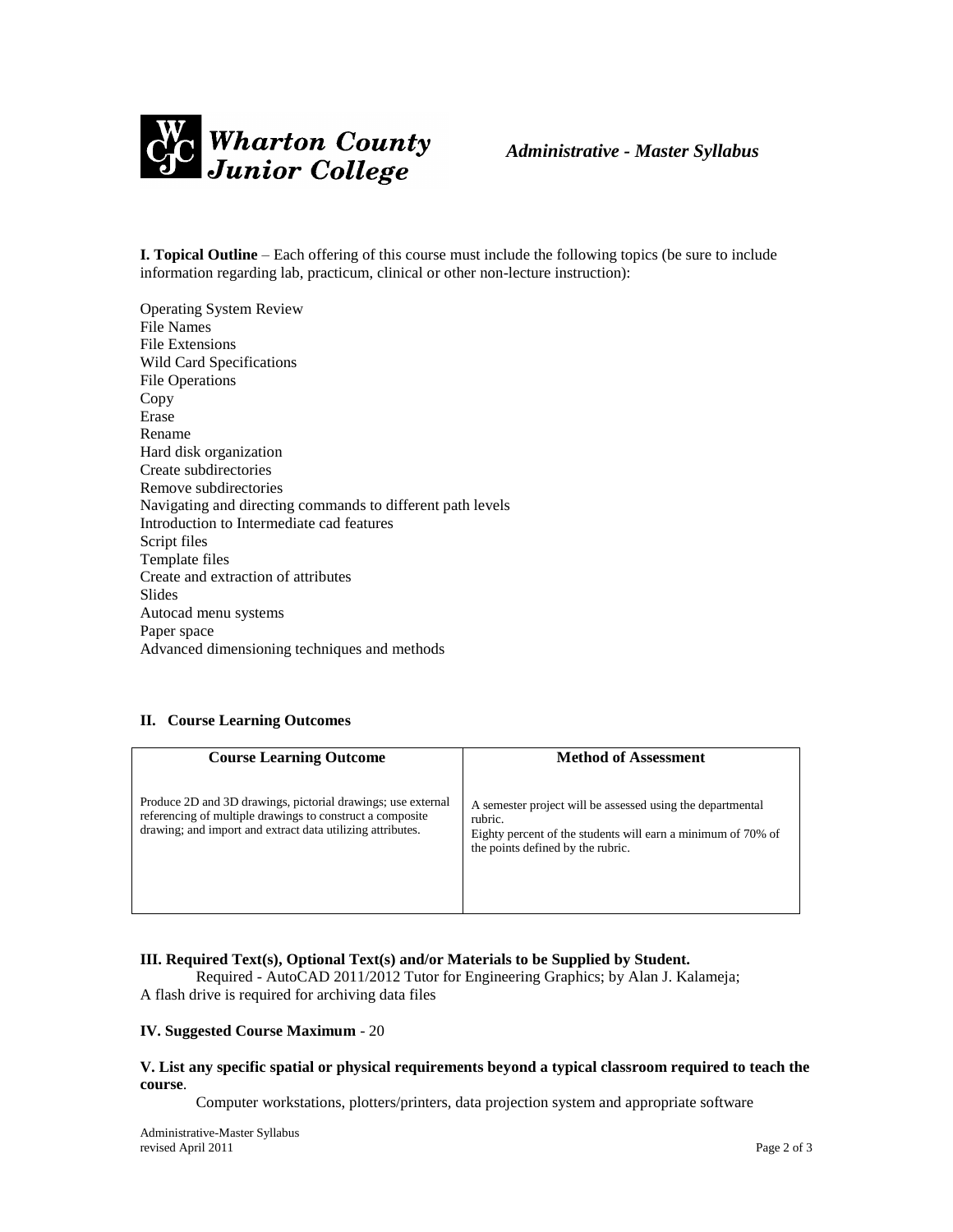**I. Topical Outline** – Each offering of this course must include the following topics (be sure to include information regarding lab, practicum, clinical or other non-lecture instruction):

Operating System Review
File Names
File Extensions
Wild Card Specifications
File Operations
Copy
Erase
Rename
Hard disk organization
Create subdirectories
Remove subdirectories
Navigating and directing commands to different path levels
Introduction to Intermediate cad features
Script files
Template files
Create and extraction of attributes
Slides
Autocad menu systems
Paper space
Advanced dimensioning techniques and methods

**II. Course Learning Outcomes**

| Course Learning Outcome | Method of Assessment |
|---|---|
| Produce 2D and 3D drawings, pictorial drawings; use external referencing of multiple drawings to construct a composite drawing; and import and extract data utilizing attributes. | A semester project will be assessed using the departmental rubric.<br>Eighty percent of the students will earn a minimum of 70% of the points defined by the rubric. |

**III. Required Text(s), Optional Text(s) and/or Materials to be Supplied by Student.**

Required - AutoCAD 2011/2012 Tutor for Engineering Graphics; by Alan J. Kalameja;
A flash drive is required for archiving data files

**IV. Suggested Course Maximum** - 20

**V. List any specific spatial or physical requirements beyond a typical classroom required to teach the course**.

Computer workstations, plotters/printers, data projection system and appropriate software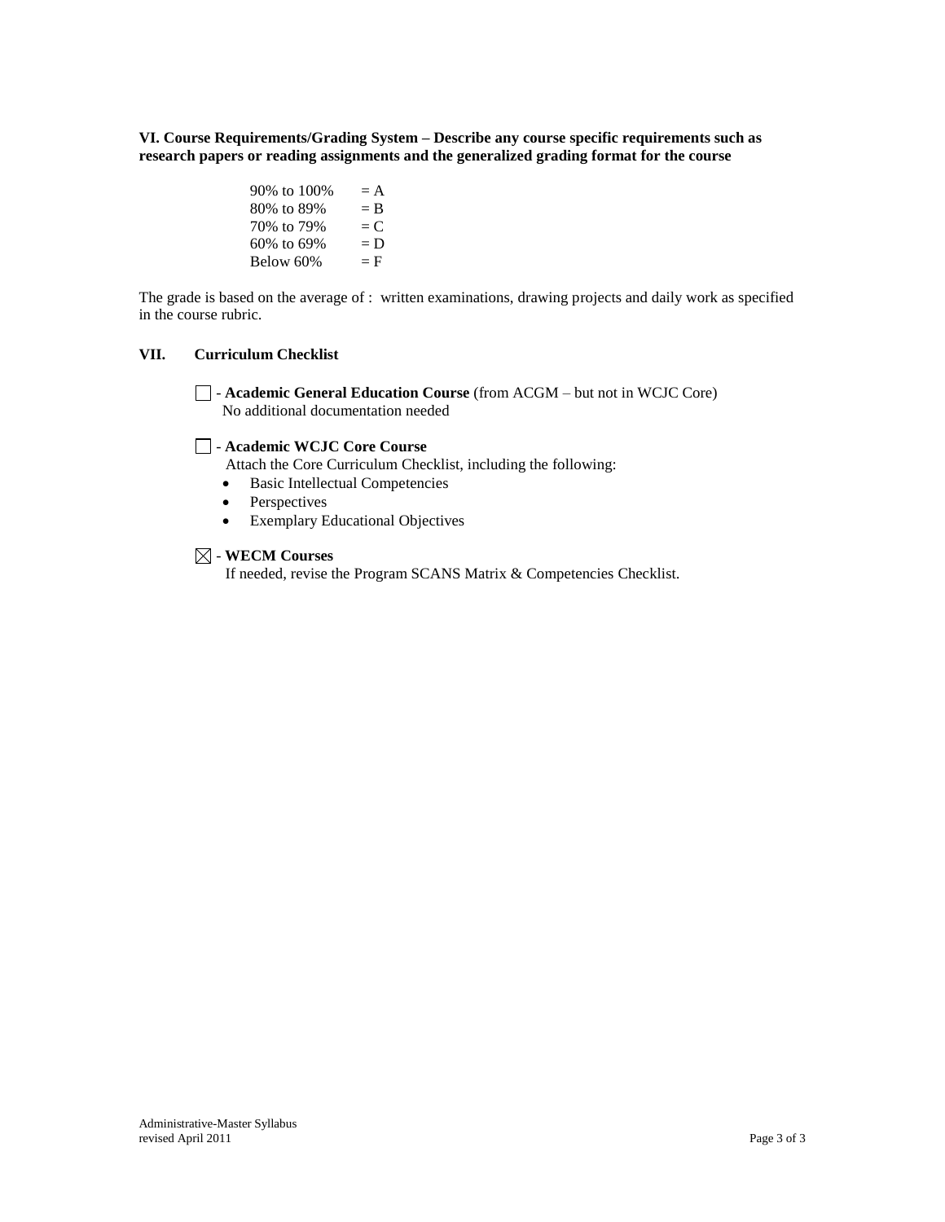**VI. Course Requirements/Grading System – Describe any course specific requirements such as research papers or reading assignments and the generalized grading format for the course**

| | |
|---|---|
| 90% to 100% | = A |
| 80% to 89% | = B |
| 70% to 79% | = C |
| 60% to 69% | = D |
| Below 60% | = F |

The grade is based on the average of : written examinations, drawing projects and daily work as specified in the course rubric.

**VII. Curriculum Checklist**

☐ - **Academic General Education Course** (from ACGM – but not in WCJC Core)
No additional documentation needed

☐ - **Academic WCJC Core Course**
Attach the Core Curriculum Checklist, including the following:

- Basic Intellectual Competencies
- Perspectives
- Exemplary Educational Objectives

☒ - **WECM Courses**
If needed, revise the Program SCANS Matrix & Competencies Checklist.